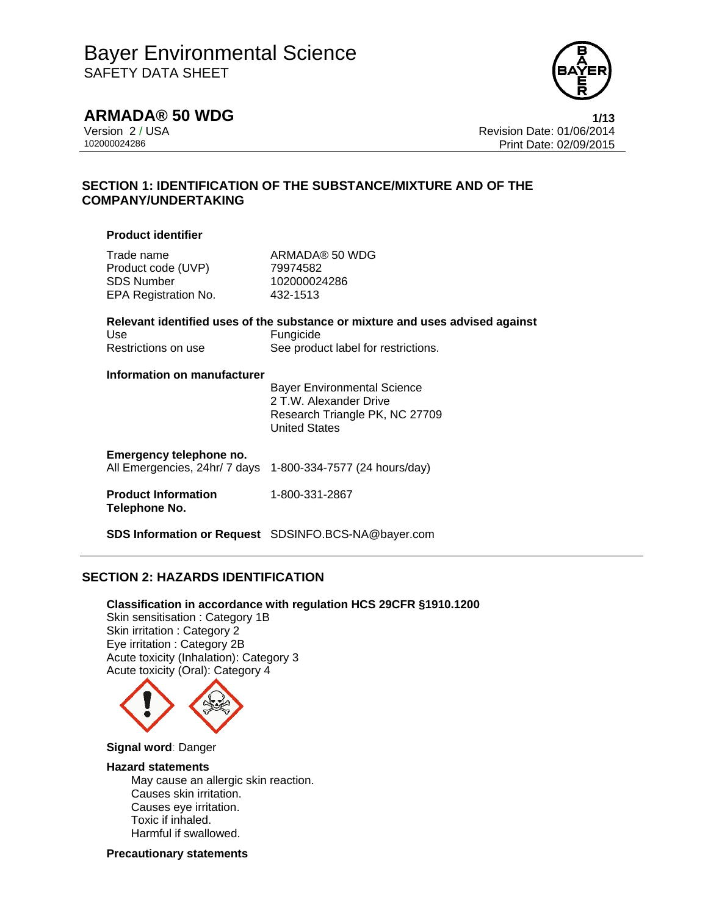# Bayer Environmental Science
SAFETY DATA SHEET

## ARMADA® 50 WDG

Version 2 / USA
102000024286

Revision Date: 01/06/2014
Print Date: 02/09/2015

## SECTION 1: IDENTIFICATION OF THE SUBSTANCE/MIXTURE AND OF THE COMPANY/UNDERTAKING

### Product identifier

| | |
|---|---|
| Trade name | ARMADA® 50 WDG |
| Product code (UVP) | 79974582 |
| SDS Number | 102000024286 |
| EPA Registration No. | 432-1513 |

### Relevant identified uses of the substance or mixture and uses advised against

| | |
|---|---|
| Use | Fungicide |
| Restrictions on use | See product label for restrictions. |

### Information on manufacturer

Bayer Environmental Science
2 T.W. Alexander Drive
Research Triangle PK, NC 27709
United States

### Emergency telephone no.

All Emergencies, 24hr/ 7 days 1-800-334-7577 (24 hours/day)

**Product Information Telephone No.** 1-800-331-2867

**SDS Information or Request** SDSINFO.BCS-NA@bayer.com

## SECTION 2: HAZARDS IDENTIFICATION

**Classification in accordance with regulation HCS 29CFR §1910.1200**

Skin sensitisation : Category 1B
Skin irritation : Category 2
Eye irritation : Category 2B
Acute toxicity (Inhalation): Category 3
Acute toxicity (Oral): Category 4

**Signal word**: Danger

**Hazard statements**

May cause an allergic skin reaction.
Causes skin irritation.
Causes eye irritation.
Toxic if inhaled.
Harmful if swallowed.

**Precautionary statements**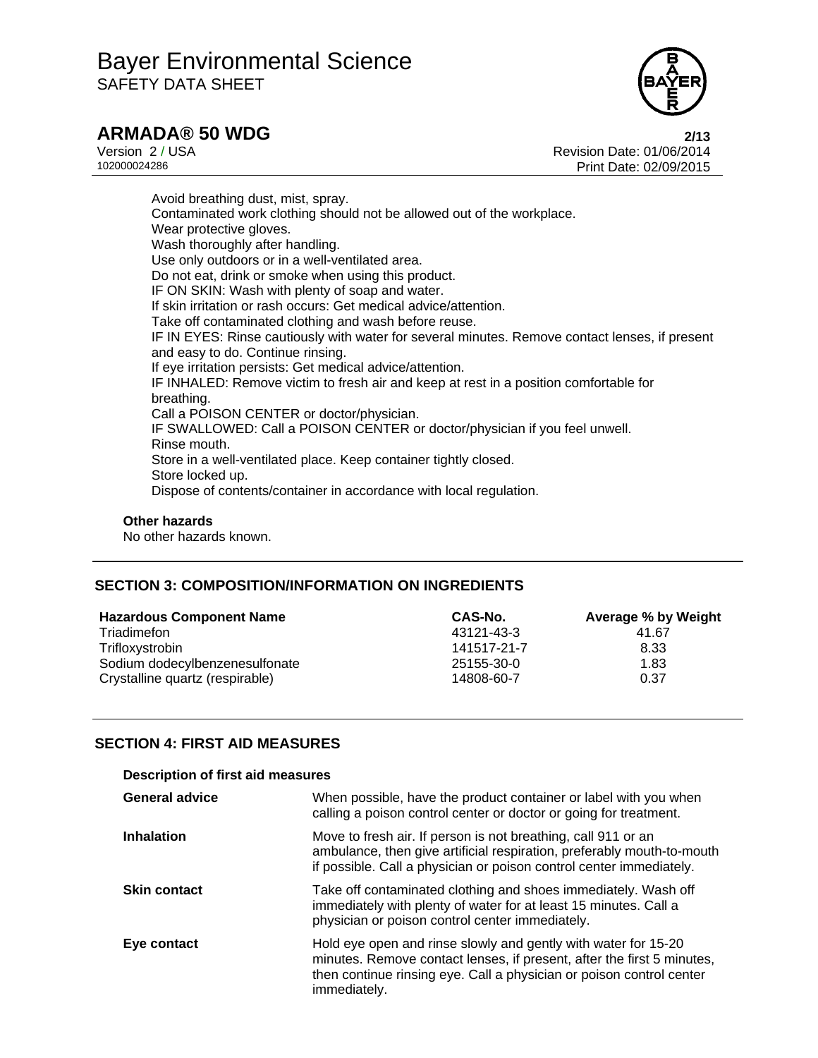Avoid breathing dust, mist, spray.
Contaminated work clothing should not be allowed out of the workplace.
Wear protective gloves.
Wash thoroughly after handling.
Use only outdoors or in a well-ventilated area.
Do not eat, drink or smoke when using this product.
IF ON SKIN: Wash with plenty of soap and water.
If skin irritation or rash occurs: Get medical advice/attention.
Take off contaminated clothing and wash before reuse.
IF IN EYES: Rinse cautiously with water for several minutes. Remove contact lenses, if present and easy to do. Continue rinsing.
If eye irritation persists: Get medical advice/attention.
IF INHALED: Remove victim to fresh air and keep at rest in a position comfortable for breathing.
Call a POISON CENTER or doctor/physician.
IF SWALLOWED: Call a POISON CENTER or doctor/physician if you feel unwell.
Rinse mouth.
Store in a well-ventilated place. Keep container tightly closed.
Store locked up.
Dispose of contents/container in accordance with local regulation.

**Other hazards**

No other hazards known.

## SECTION 3: COMPOSITION/INFORMATION ON INGREDIENTS

| Hazardous Component Name | CAS-No. | Average % by Weight |
|---|---|---|
| Triadimefon | 43121-43-3 | 41.67 |
| Trifloxystrobin | 141517-21-7 | 8.33 |
| Sodium dodecylbenzenesulfonate | 25155-30-0 | 1.83 |
| Crystalline quartz (respirable) | 14808-60-7 | 0.37 |

## SECTION 4: FIRST AID MEASURES

**Description of first aid measures**

| | |
|---|---|
| **General advice** | When possible, have the product container or label with you when calling a poison control center or doctor or going for treatment. |
| **Inhalation** | Move to fresh air. If person is not breathing, call 911 or an ambulance, then give artificial respiration, preferably mouth-to-mouth if possible. Call a physician or poison control center immediately. |
| **Skin contact** | Take off contaminated clothing and shoes immediately. Wash off immediately with plenty of water for at least 15 minutes. Call a physician or poison control center immediately. |
| **Eye contact** | Hold eye open and rinse slowly and gently with water for 15-20 minutes. Remove contact lenses, if present, after the first 5 minutes, then continue rinsing eye. Call a physician or poison control center immediately. |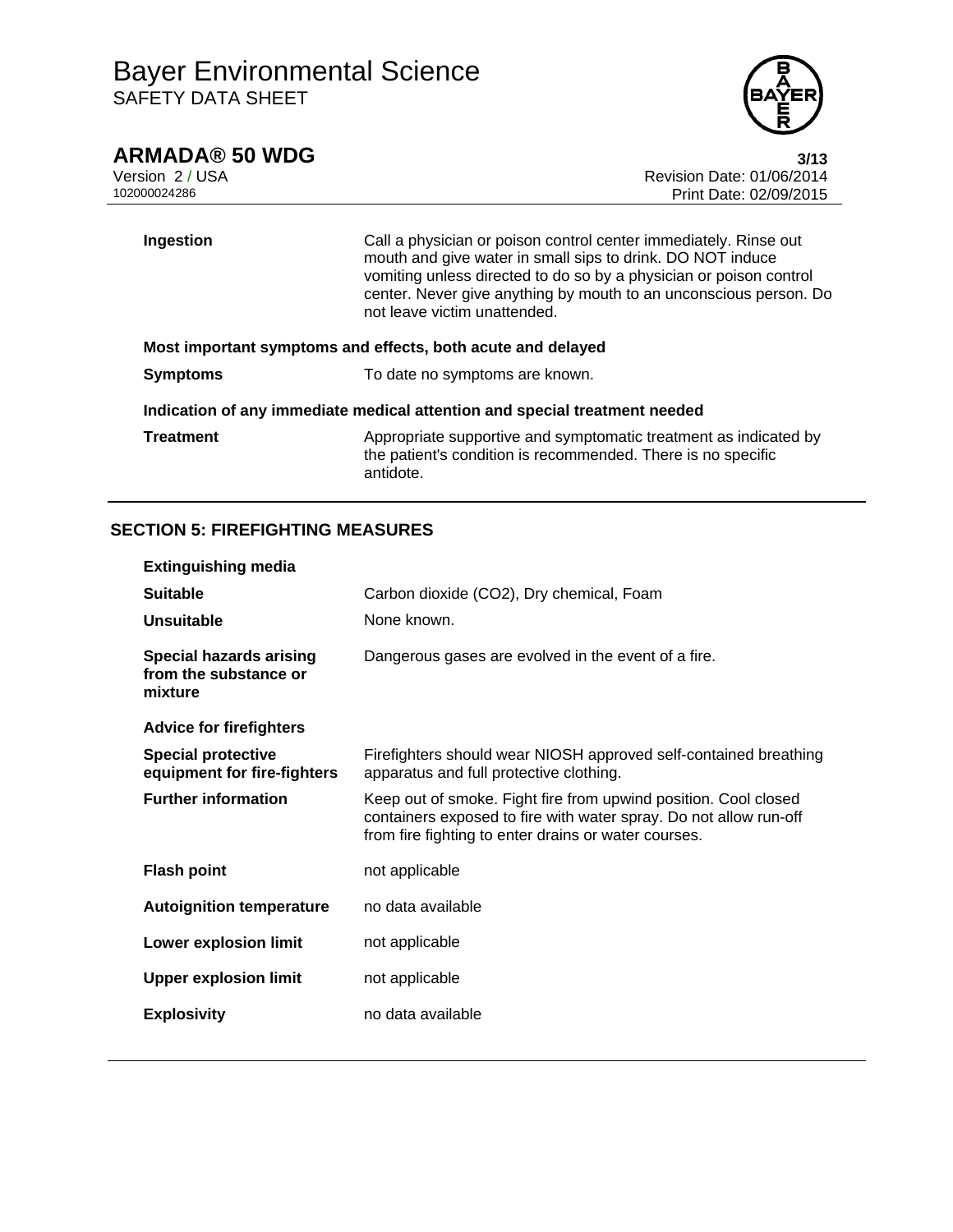| | |
|---|---|
| **Ingestion** | Call a physician or poison control center immediately. Rinse out mouth and give water in small sips to drink. DO NOT induce vomiting unless directed to do so by a physician or poison control center. Never give anything by mouth to an unconscious person. Do not leave victim unattended. |

**Most important symptoms and effects, both acute and delayed**

| | |
|---|---|
| **Symptoms** | To date no symptoms are known. |

**Indication of any immediate medical attention and special treatment needed**

| | |
|---|---|
| **Treatment** | Appropriate supportive and symptomatic treatment as indicated by the patient's condition is recommended. There is no specific antidote. |

## SECTION 5: FIREFIGHTING MEASURES

**Extinguishing media**

| | |
|---|---|
| **Suitable** | Carbon dioxide ($CO_2$), Dry chemical, Foam |
| **Unsuitable** | None known. |
| **Special hazards arising from the substance or mixture** | Dangerous gases are evolved in the event of a fire. |

**Advice for firefighters**

| | |
|---|---|
| **Special protective equipment for fire-fighters** | Firefighters should wear NIOSH approved self-contained breathing apparatus and full protective clothing. |
| **Further information** | Keep out of smoke. Fight fire from upwind position. Cool closed containers exposed to fire with water spray. Do not allow run-off from fire fighting to enter drains or water courses. |
| **Flash point** | not applicable |
| **Autoignition temperature** | no data available |
| **Lower explosion limit** | not applicable |
| **Upper explosion limit** | not applicable |
| **Explosivity** | no data available |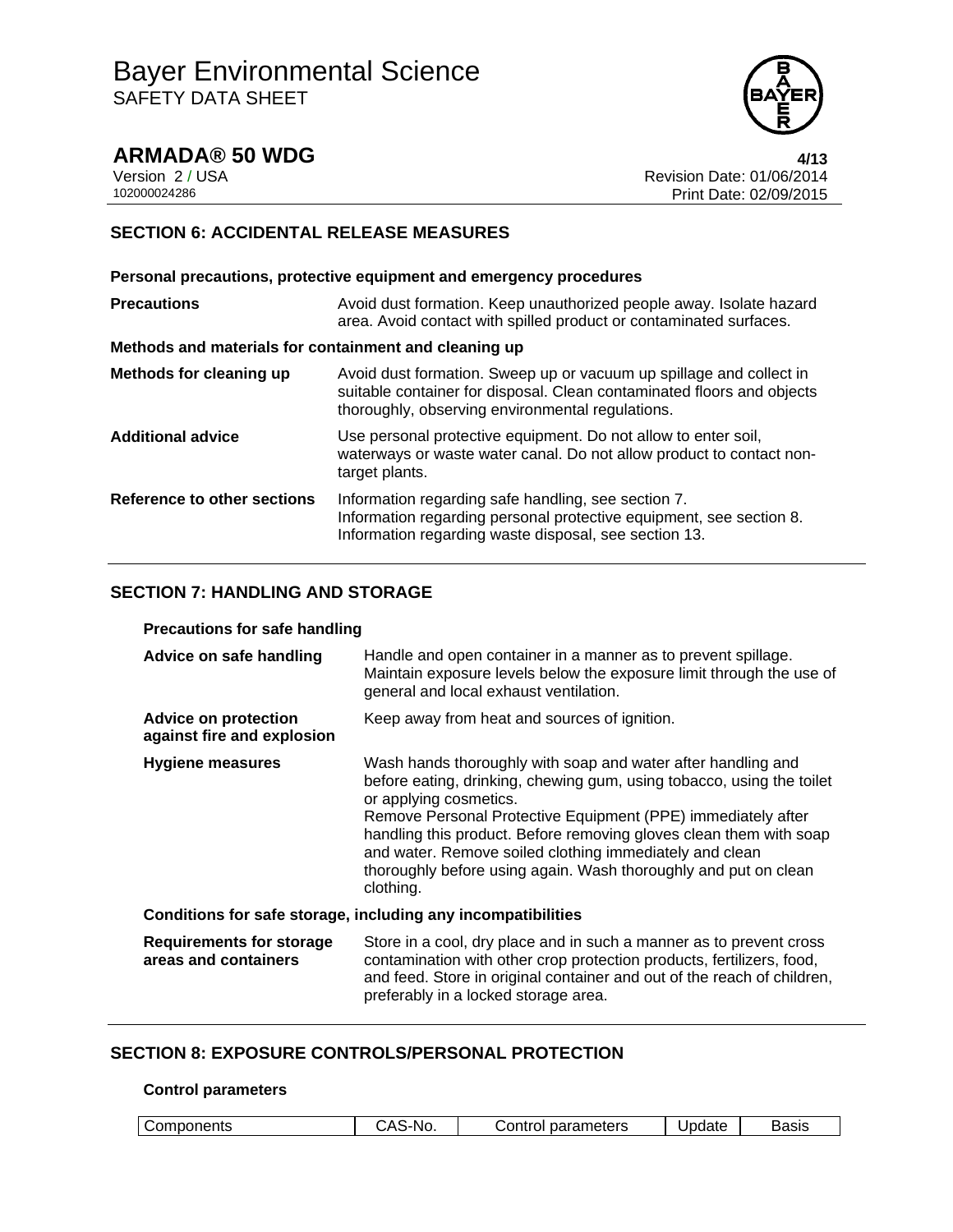## SECTION 6: ACCIDENTAL RELEASE MEASURES

**Personal precautions, protective equipment and emergency procedures**

| | |
|---|---|
| **Precautions** | Avoid dust formation. Keep unauthorized people away. Isolate hazard area. Avoid contact with spilled product or contaminated surfaces. |

**Methods and materials for containment and cleaning up**

| | |
|---|---|
| **Methods for cleaning up** | Avoid dust formation. Sweep up or vacuum up spillage and collect in suitable container for disposal. Clean contaminated floors and objects thoroughly, observing environmental regulations. |
| **Additional advice** | Use personal protective equipment. Do not allow to enter soil, waterways or waste water canal. Do not allow product to contact non-target plants. |
| **Reference to other sections** | Information regarding safe handling, see section 7.<br>Information regarding personal protective equipment, see section 8.<br>Information regarding waste disposal, see section 13. |

## SECTION 7: HANDLING AND STORAGE

**Precautions for safe handling**

| | |
|---|---|
| **Advice on safe handling** | Handle and open container in a manner as to prevent spillage. Maintain exposure levels below the exposure limit through the use of general and local exhaust ventilation. |
| **Advice on protection against fire and explosion** | Keep away from heat and sources of ignition. |
| **Hygiene measures** | Wash hands thoroughly with soap and water after handling and before eating, drinking, chewing gum, using tobacco, using the toilet or applying cosmetics.<br>Remove Personal Protective Equipment (PPE) immediately after handling this product. Before removing gloves clean them with soap and water. Remove soiled clothing immediately and clean thoroughly before using again. Wash thoroughly and put on clean clothing. |

**Conditions for safe storage, including any incompatibilities**

| | |
|---|---|
| **Requirements for storage areas and containers** | Store in a cool, dry place and in such a manner as to prevent cross contamination with other crop protection products, fertilizers, food, and feed. Store in original container and out of the reach of children, preferably in a locked storage area. |

## SECTION 8: EXPOSURE CONTROLS/PERSONAL PROTECTION

**Control parameters**

| Components | CAS-No. | Control parameters | Update | Basis |
|---|---|---|---|---|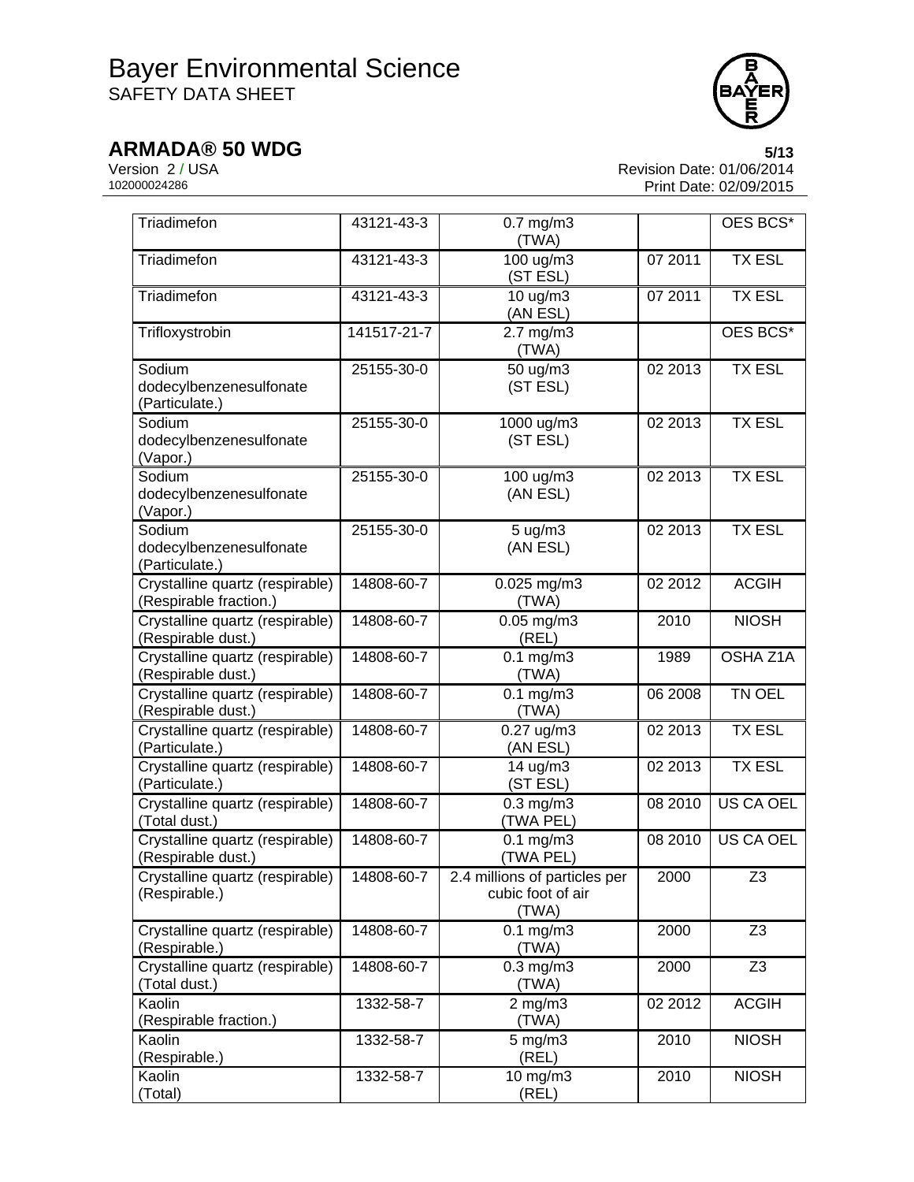| Triadimefon | 43121-43-3 | 0.7 mg/m3 (TWA) | | OES BCS* |
|---|---|---|---|---|
| Triadimefon | 43121-43-3 | 100 ug/m3 (ST ESL) | 07 2011 | TX ESL |
| Triadimefon | 43121-43-3 | 10 ug/m3 (AN ESL) | 07 2011 | TX ESL |
| Trifloxystrobin | 141517-21-7 | 2.7 mg/m3 (TWA) | | OES BCS* |
| Sodium dodecylbenzenesulfonate (Particulate.) | 25155-30-0 | 50 ug/m3 (ST ESL) | 02 2013 | TX ESL |
| Sodium dodecylbenzenesulfonate (Vapor.) | 25155-30-0 | 1000 ug/m3 (ST ESL) | 02 2013 | TX ESL |
| Sodium dodecylbenzenesulfonate (Vapor.) | 25155-30-0 | 100 ug/m3 (AN ESL) | 02 2013 | TX ESL |
| Sodium dodecylbenzenesulfonate (Particulate.) | 25155-30-0 | 5 ug/m3 (AN ESL) | 02 2013 | TX ESL |
| Crystalline quartz (respirable) (Respirable fraction.) | 14808-60-7 | 0.025 mg/m3 (TWA) | 02 2012 | ACGIH |
| Crystalline quartz (respirable) (Respirable dust.) | 14808-60-7 | 0.05 mg/m3 (REL) | 2010 | NIOSH |
| Crystalline quartz (respirable) (Respirable dust.) | 14808-60-7 | 0.1 mg/m3 (TWA) | 1989 | OSHA Z1A |
| Crystalline quartz (respirable) (Respirable dust.) | 14808-60-7 | 0.1 mg/m3 (TWA) | 06 2008 | TN OEL |
| Crystalline quartz (respirable) (Particulate.) | 14808-60-7 | 0.27 ug/m3 (AN ESL) | 02 2013 | TX ESL |
| Crystalline quartz (respirable) (Particulate.) | 14808-60-7 | 14 ug/m3 (ST ESL) | 02 2013 | TX ESL |
| Crystalline quartz (respirable) (Total dust.) | 14808-60-7 | 0.3 mg/m3 (TWA PEL) | 08 2010 | US CA OEL |
| Crystalline quartz (respirable) (Respirable dust.) | 14808-60-7 | 0.1 mg/m3 (TWA PEL) | 08 2010 | US CA OEL |
| Crystalline quartz (respirable) (Respirable.) | 14808-60-7 | 2.4 millions of particles per cubic foot of air (TWA) | 2000 | Z3 |
| Crystalline quartz (respirable) (Respirable.) | 14808-60-7 | 0.1 mg/m3 (TWA) | 2000 | Z3 |
| Crystalline quartz (respirable) (Total dust.) | 14808-60-7 | 0.3 mg/m3 (TWA) | 2000 | Z3 |
| Kaolin (Respirable fraction.) | 1332-58-7 | 2 mg/m3 (TWA) | 02 2012 | ACGIH |
| Kaolin (Respirable.) | 1332-58-7 | 5 mg/m3 (REL) | 2010 | NIOSH |
| Kaolin (Total) | 1332-58-7 | 10 mg/m3 (REL) | 2010 | NIOSH |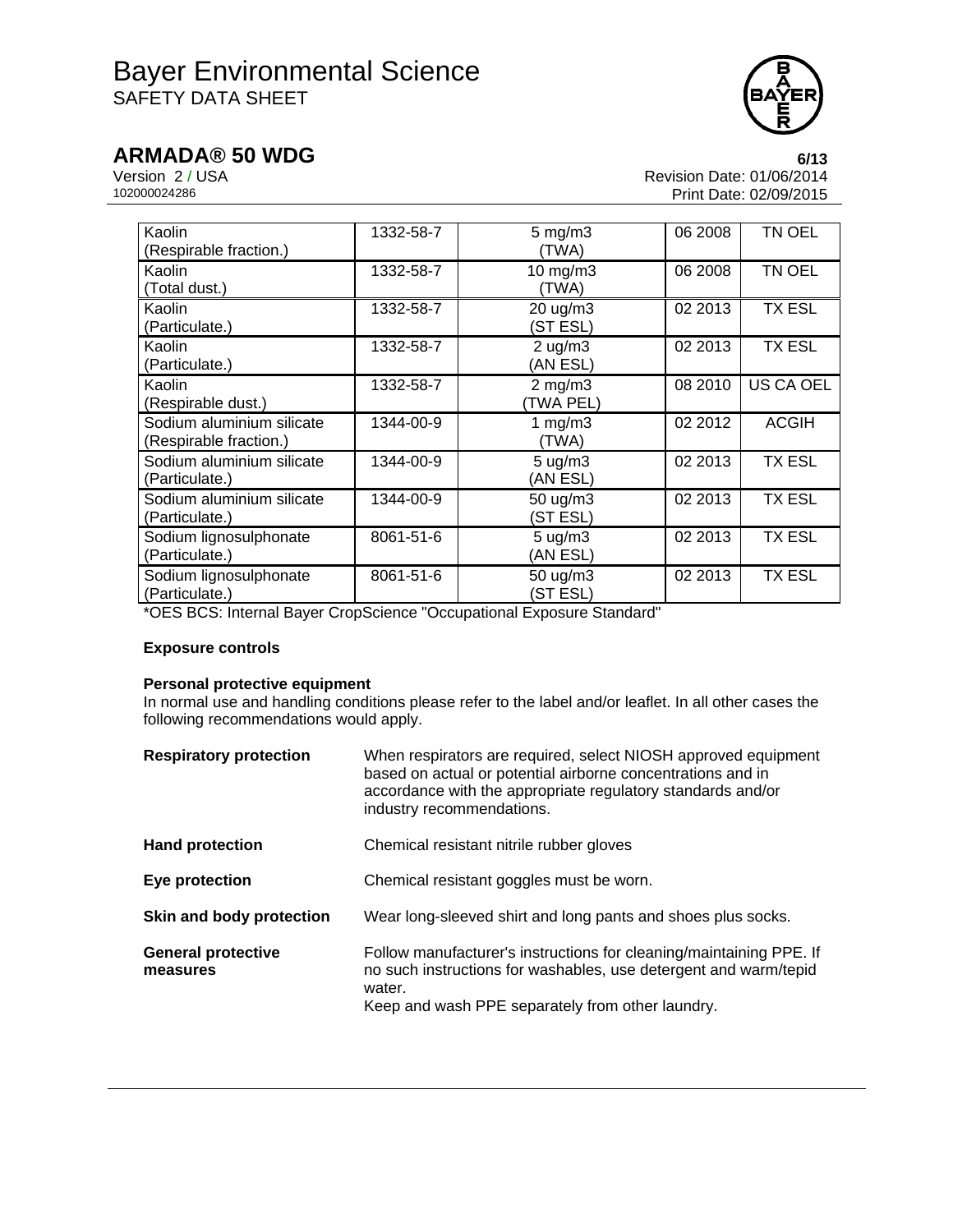| | | | | |
|---|---|---|---|---|
| Kaolin (Respirable fraction.) | 1332-58-7 | 5 mg/m3 (TWA) | 06 2008 | TN OEL |
| Kaolin (Total dust.) | 1332-58-7 | 10 mg/m3 (TWA) | 06 2008 | TN OEL |
| Kaolin (Particulate.) | 1332-58-7 | 20 ug/m3 (ST ESL) | 02 2013 | TX ESL |
| Kaolin (Particulate.) | 1332-58-7 | 2 ug/m3 (AN ESL) | 02 2013 | TX ESL |
| Kaolin (Respirable dust.) | 1332-58-7 | 2 mg/m3 (TWA PEL) | 08 2010 | US CA OEL |
| Sodium aluminium silicate (Respirable fraction.) | 1344-00-9 | 1 mg/m3 (TWA) | 02 2012 | ACGIH |
| Sodium aluminium silicate (Particulate.) | 1344-00-9 | 5 ug/m3 (AN ESL) | 02 2013 | TX ESL |
| Sodium aluminium silicate (Particulate.) | 1344-00-9 | 50 ug/m3 (ST ESL) | 02 2013 | TX ESL |
| Sodium lignosulphonate (Particulate.) | 8061-51-6 | 5 ug/m3 (AN ESL) | 02 2013 | TX ESL |
| Sodium lignosulphonate (Particulate.) | 8061-51-6 | 50 ug/m3 (ST ESL) | 02 2013 | TX ESL |

*OES BCS: Internal Bayer CropScience "Occupational Exposure Standard"

**Exposure controls**

**Personal protective equipment**

In normal use and handling conditions please refer to the label and/or leaflet. In all other cases the following recommendations would apply.

**Respiratory protection**
When respirators are required, select NIOSH approved equipment based on actual or potential airborne concentrations and in accordance with the appropriate regulatory standards and/or industry recommendations.

**Hand protection**
Chemical resistant nitrile rubber gloves

**Eye protection**
Chemical resistant goggles must be worn.

**Skin and body protection**
Wear long-sleeved shirt and long pants and shoes plus socks.

**General protective measures**
Follow manufacturer's instructions for cleaning/maintaining PPE. If no such instructions for washables, use detergent and warm/tepid water.
Keep and wash PPE separately from other laundry.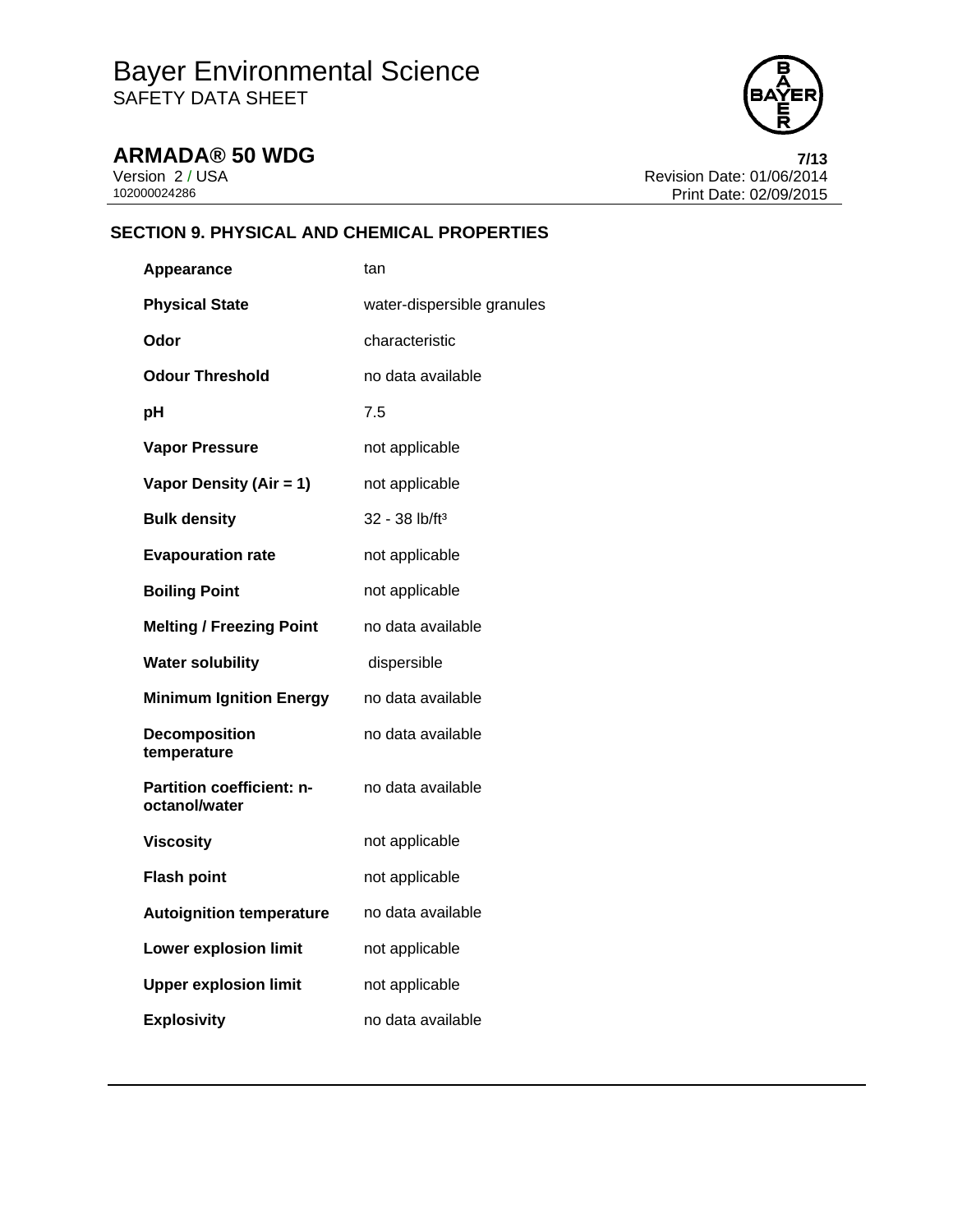## SECTION 9. PHYSICAL AND CHEMICAL PROPERTIES

| | |
|---|---|
| **Appearance** | tan |
| **Physical State** | water-dispersible granules |
| **Odor** | characteristic |
| **Odour Threshold** | no data available |
| **pH** | 7.5 |
| **Vapor Pressure** | not applicable |
| **Vapor Density (Air = 1)** | not applicable |
| **Bulk density** | 32 - 38 lb/ft³ |
| **Evapouration rate** | not applicable |
| **Boiling Point** | not applicable |
| **Melting / Freezing Point** | no data available |
| **Water solubility** | dispersible |
| **Minimum Ignition Energy** | no data available |
| **Decomposition temperature** | no data available |
| **Partition coefficient: n-octanol/water** | no data available |
| **Viscosity** | not applicable |
| **Flash point** | not applicable |
| **Autoignition temperature** | no data available |
| **Lower explosion limit** | not applicable |
| **Upper explosion limit** | not applicable |
| **Explosivity** | no data available |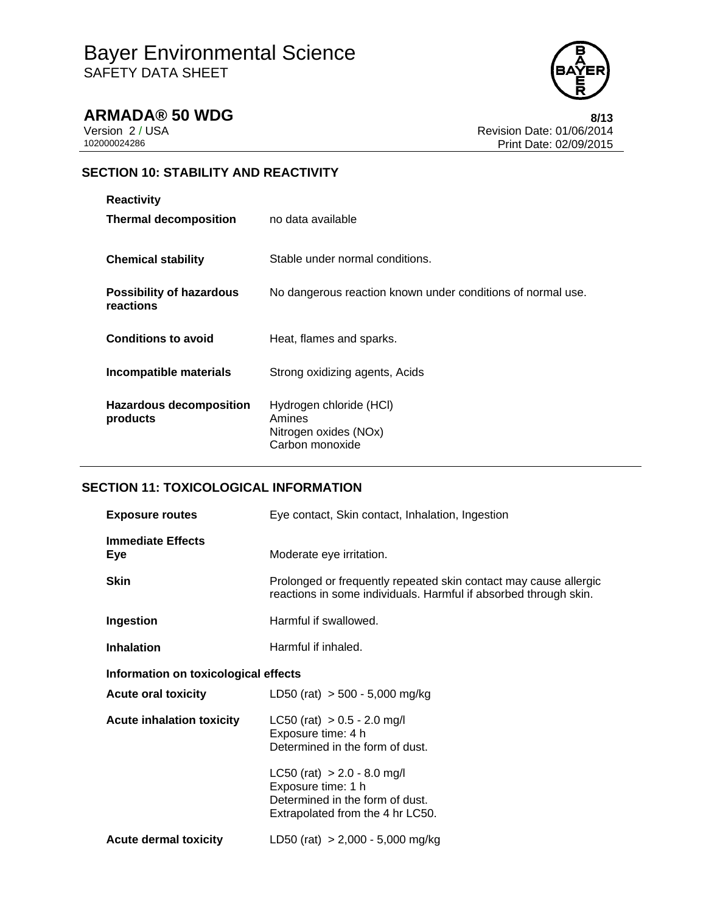## SECTION 10: STABILITY AND REACTIVITY

**Reactivity**

| | |
|---|---|
| **Thermal decomposition** | no data available |
| **Chemical stability** | Stable under normal conditions. |
| **Possibility of hazardous reactions** | No dangerous reaction known under conditions of normal use. |
| **Conditions to avoid** | Heat, flames and sparks. |
| **Incompatible materials** | Strong oxidizing agents, Acids |
| **Hazardous decomposition products** | Hydrogen chloride (HCl)<br>Amines<br>Nitrogen oxides (NOx)<br>Carbon monoxide |

## SECTION 11: TOXICOLOGICAL INFORMATION

| | |
|---|---|
| **Exposure routes** | Eye contact, Skin contact, Inhalation, Ingestion |

**Immediate Effects**

| | |
|---|---|
| **Eye** | Moderate eye irritation. |
| **Skin** | Prolonged or frequently repeated skin contact may cause allergic reactions in some individuals. Harmful if absorbed through skin. |
| **Ingestion** | Harmful if swallowed. |
| **Inhalation** | Harmful if inhaled. |

**Information on toxicological effects**

| | |
|---|---|
| **Acute oral toxicity** | LD50 (rat) > 500 - 5,000 mg/kg |
| **Acute inhalation toxicity** | LC50 (rat) > 0.5 - 2.0 mg/l<br>Exposure time: 4 h<br>Determined in the form of dust.<br><br>LC50 (rat) > 2.0 - 8.0 mg/l<br>Exposure time: 1 h<br>Determined in the form of dust.<br>Extrapolated from the 4 hr LC50. |
| **Acute dermal toxicity** | LD50 (rat) > 2,000 - 5,000 mg/kg |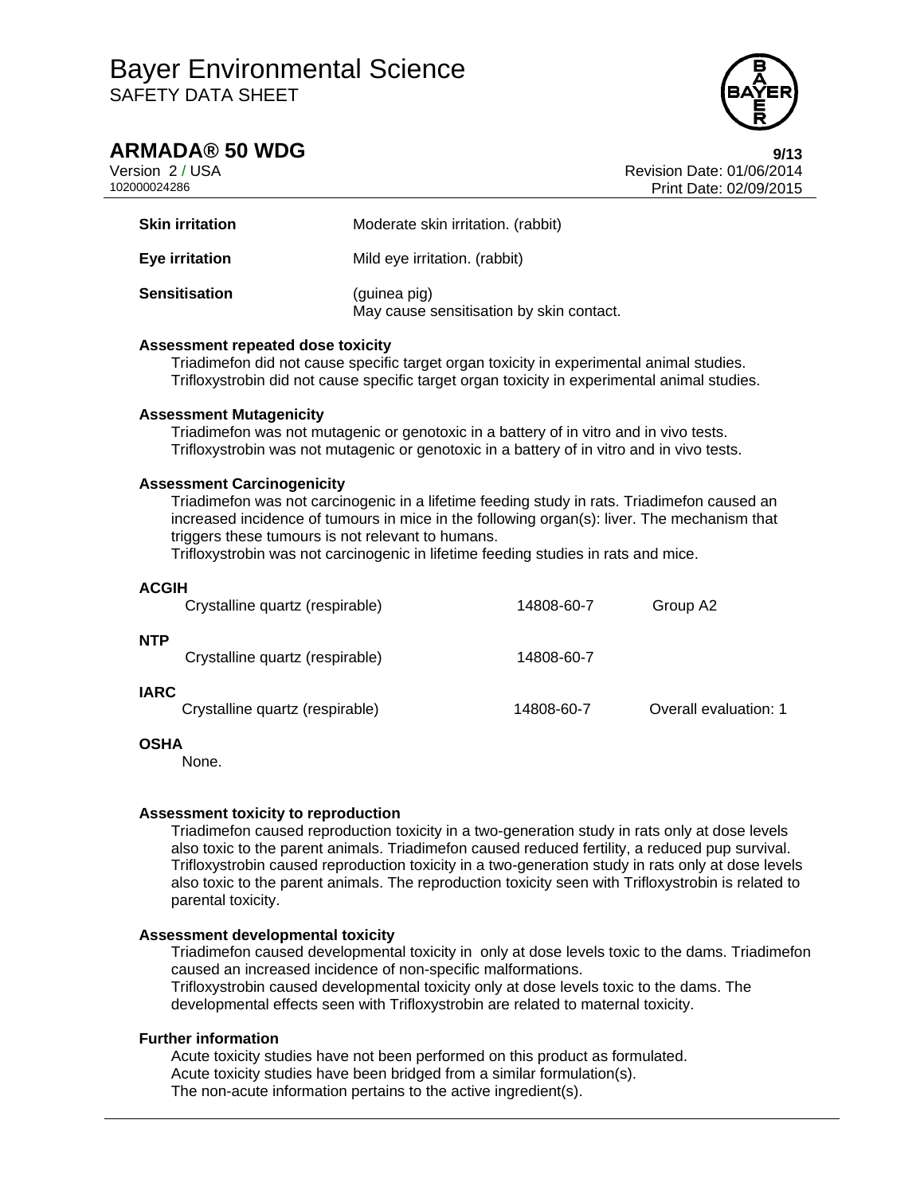| | |
|---|---|
| **Skin irritation** | Moderate skin irritation. (rabbit) |
| **Eye irritation** | Mild eye irritation. (rabbit) |
| **Sensitisation** | (guinea pig)<br>May cause sensitisation by skin contact. |

**Assessment repeated dose toxicity**

Triadimefon did not cause specific target organ toxicity in experimental animal studies.
Trifloxystrobin did not cause specific target organ toxicity in experimental animal studies.

**Assessment Mutagenicity**

Triadimefon was not mutagenic or genotoxic in a battery of in vitro and in vivo tests.
Trifloxystrobin was not mutagenic or genotoxic in a battery of in vitro and in vivo tests.

**Assessment Carcinogenicity**

Triadimefon was not carcinogenic in a lifetime feeding study in rats. Triadimefon caused an increased incidence of tumours in mice in the following organ(s): liver. The mechanism that triggers these tumours is not relevant to humans.
Trifloxystrobin was not carcinogenic in lifetime feeding studies in rats and mice.

**ACGIH**

| | | |
|---|---|---|
| Crystalline quartz (respirable) | 14808-60-7 | Group A2 |

**NTP**

| | | |
|---|---|---|
| Crystalline quartz (respirable) | 14808-60-7 | |

**IARC**

| | | |
|---|---|---|
| Crystalline quartz (respirable) | 14808-60-7 | Overall evaluation: 1 |

**OSHA**

None.

**Assessment toxicity to reproduction**

Triadimefon caused reproduction toxicity in a two-generation study in rats only at dose levels also toxic to the parent animals. Triadimefon caused reduced fertility, a reduced pup survival.
Trifloxystrobin caused reproduction toxicity in a two-generation study in rats only at dose levels also toxic to the parent animals. The reproduction toxicity seen with Trifloxystrobin is related to parental toxicity.

**Assessment developmental toxicity**

Triadimefon caused developmental toxicity in only at dose levels toxic to the dams. Triadimefon caused an increased incidence of non-specific malformations.
Trifloxystrobin caused developmental toxicity only at dose levels toxic to the dams. The developmental effects seen with Trifloxystrobin are related to maternal toxicity.

**Further information**

Acute toxicity studies have not been performed on this product as formulated.
Acute toxicity studies have been bridged from a similar formulation(s).
The non-acute information pertains to the active ingredient(s).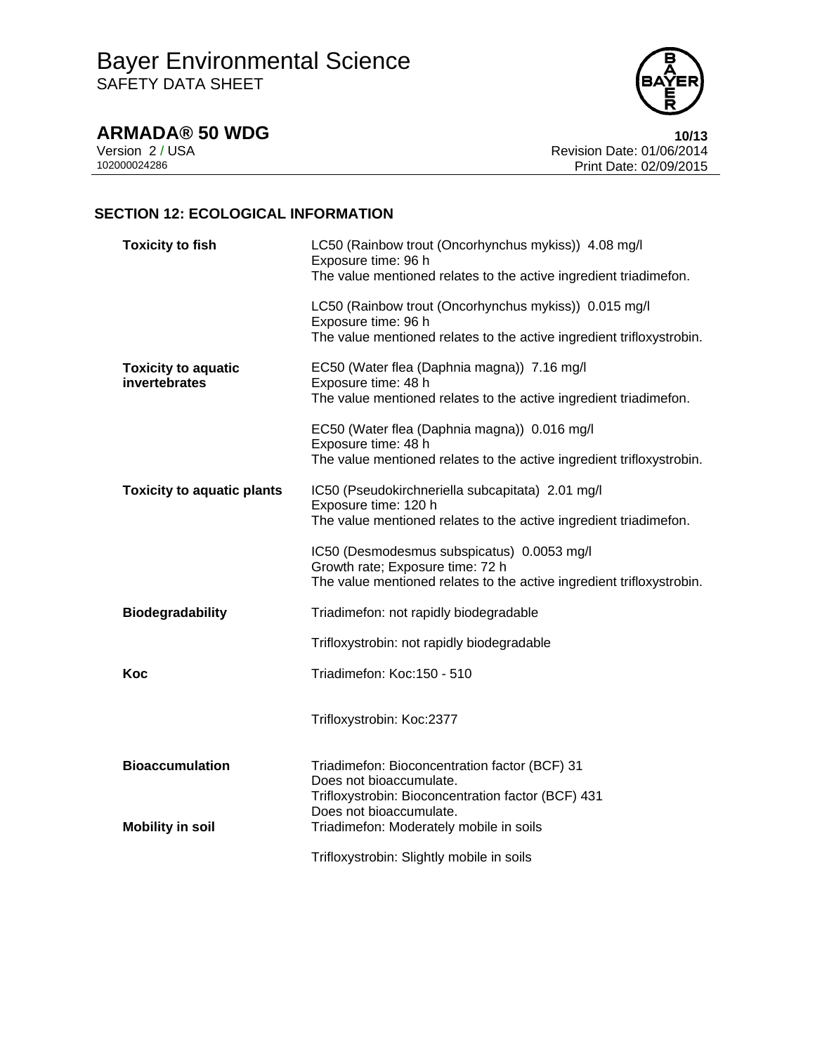## SECTION 12: ECOLOGICAL INFORMATION

| | |
|---|---|
| **Toxicity to fish** | LC50 (Rainbow trout (Oncorhynchus mykiss)) 4.08 mg/l<br>Exposure time: 96 h<br>The value mentioned relates to the active ingredient triadimefon.<br><br>LC50 (Rainbow trout (Oncorhynchus mykiss)) 0.015 mg/l<br>Exposure time: 96 h<br>The value mentioned relates to the active ingredient trifloxystrobin. |
| **Toxicity to aquatic invertebrates** | EC50 (Water flea (Daphnia magna)) 7.16 mg/l<br>Exposure time: 48 h<br>The value mentioned relates to the active ingredient triadimefon.<br><br>EC50 (Water flea (Daphnia magna)) 0.016 mg/l<br>Exposure time: 48 h<br>The value mentioned relates to the active ingredient trifloxystrobin. |
| **Toxicity to aquatic plants** | IC50 (Pseudokirchneriella subcapitata) 2.01 mg/l<br>Exposure time: 120 h<br>The value mentioned relates to the active ingredient triadimefon.<br><br>IC50 (Desmodesmus subspicatus) 0.0053 mg/l<br>Growth rate; Exposure time: 72 h<br>The value mentioned relates to the active ingredient trifloxystrobin. |
| **Biodegradability** | Triadimefon: not rapidly biodegradable<br><br>Trifloxystrobin: not rapidly biodegradable |
| **Koc** | Triadimefon: Koc:150 - 510<br><br>Trifloxystrobin: Koc:2377 |
| **Bioaccumulation** | Triadimefon: Bioconcentration factor (BCF) 31<br>Does not bioaccumulate.<br>Trifloxystrobin: Bioconcentration factor (BCF) 431<br>Does not bioaccumulate. |
| **Mobility in soil** | Triadimefon: Moderately mobile in soils<br><br>Trifloxystrobin: Slightly mobile in soils |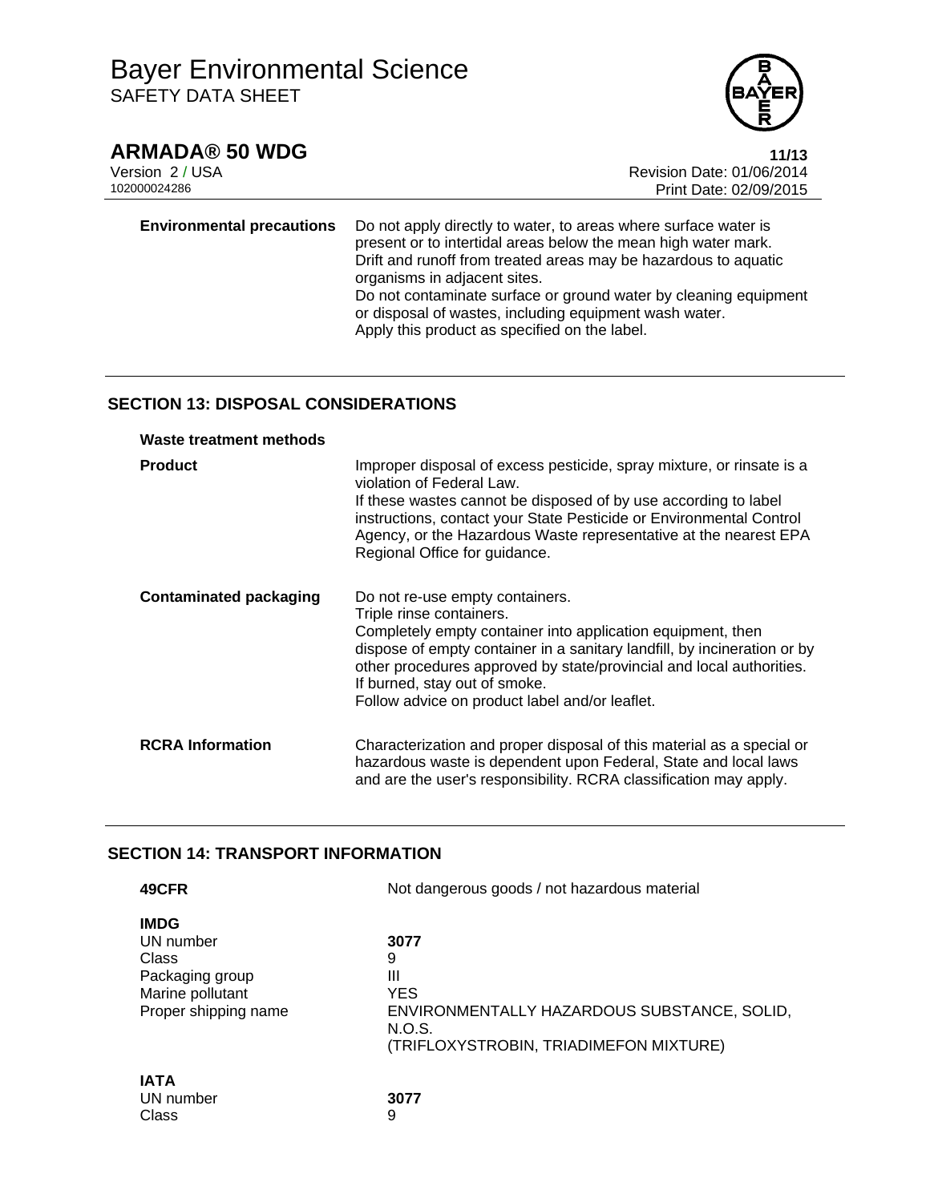| | |
|---|---|
| **Environmental precautions** | Do not apply directly to water, to areas where surface water is present or to intertidal areas below the mean high water mark. Drift and runoff from treated areas may be hazardous to aquatic organisms in adjacent sites.<br>Do not contaminate surface or ground water by cleaning equipment or disposal of wastes, including equipment wash water.<br>Apply this product as specified on the label. |

## SECTION 13: DISPOSAL CONSIDERATIONS

**Waste treatment methods**

| | |
|---|---|
| **Product** | Improper disposal of excess pesticide, spray mixture, or rinsate is a violation of Federal Law.<br>If these wastes cannot be disposed of by use according to label instructions, contact your State Pesticide or Environmental Control Agency, or the Hazardous Waste representative at the nearest EPA Regional Office for guidance. |
| **Contaminated packaging** | Do not re-use empty containers.<br>Triple rinse containers.<br>Completely empty container into application equipment, then dispose of empty container in a sanitary landfill, by incineration or by other procedures approved by state/provincial and local authorities.<br>If burned, stay out of smoke.<br>Follow advice on product label and/or leaflet. |
| **RCRA Information** | Characterization and proper disposal of this material as a special or hazardous waste is dependent upon Federal, State and local laws and are the user's responsibility. RCRA classification may apply. |

## SECTION 14: TRANSPORT INFORMATION

| | |
|---|---|
| **49CFR** | Not dangerous goods / not hazardous material |
| **IMDG** | |
| UN number | **3077** |
| Class | 9 |
| Packaging group | III |
| Marine pollutant | YES |
| Proper shipping name | ENVIRONMENTALLY HAZARDOUS SUBSTANCE, SOLID, N.O.S.<br>(TRIFLOXYSTROBIN, TRIADIMEFON MIXTURE) |
| **IATA** | |
| UN number | **3077** |
| Class | 9 |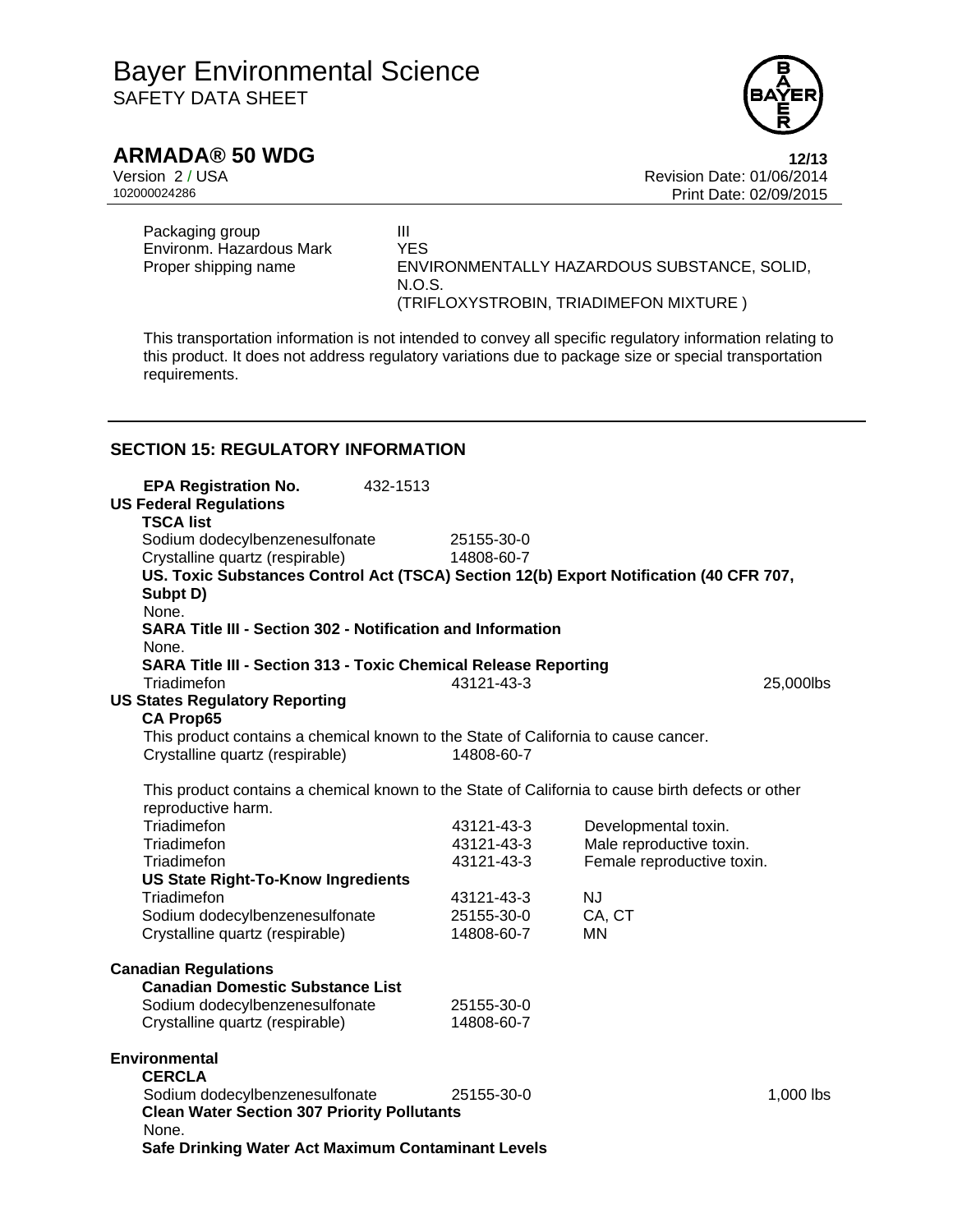| | |
|---|---|
| Packaging group | III |
| Environm. Hazardous Mark | YES |
| Proper shipping name | ENVIRONMENTALLY HAZARDOUS SUBSTANCE, SOLID, N.O.S. (TRIFLOXYSTROBIN, TRIADIMEFON MIXTURE ) |

This transportation information is not intended to convey all specific regulatory information relating to this product. It does not address regulatory variations due to package size or special transportation requirements.

## SECTION 15: REGULATORY INFORMATION

**EPA Registration No.** 432-1513

**US Federal Regulations**

**TSCA list**

| | |
|---|---|
| Sodium dodecylbenzenesulfonate | 25155-30-0 |
| Crystalline quartz (respirable) | 14808-60-7 |

**US. Toxic Substances Control Act (TSCA) Section 12(b) Export Notification (40 CFR 707, Subpt D)**

None.

**SARA Title III - Section 302 - Notification and Information**

None.

**SARA Title III - Section 313 - Toxic Chemical Release Reporting**

| | | |
|---|---|---|
| Triadimefon | 43121-43-3 | 25,000lbs |

**US States Regulatory Reporting**

**CA Prop65**

This product contains a chemical known to the State of California to cause cancer.

| | |
|---|---|
| Crystalline quartz (respirable) | 14808-60-7 |

This product contains a chemical known to the State of California to cause birth defects or other reproductive harm.

| | | |
|---|---|---|
| Triadimefon | 43121-43-3 | Developmental toxin. |
| Triadimefon | 43121-43-3 | Male reproductive toxin. |
| Triadimefon | 43121-43-3 | Female reproductive toxin. |

**US State Right-To-Know Ingredients**

| | | |
|---|---|---|
| Triadimefon | 43121-43-3 | NJ |
| Sodium dodecylbenzenesulfonate | 25155-30-0 | CA, CT |
| Crystalline quartz (respirable) | 14808-60-7 | MN |

**Canadian Regulations**

**Canadian Domestic Substance List**

| | |
|---|---|
| Sodium dodecylbenzenesulfonate | 25155-30-0 |
| Crystalline quartz (respirable) | 14808-60-7 |

**Environmental**

**CERCLA**

| | | |
|---|---|---|
| Sodium dodecylbenzenesulfonate | 25155-30-0 | 1,000 lbs |

**Clean Water Section 307 Priority Pollutants**

None.

**Safe Drinking Water Act Maximum Contaminant Levels**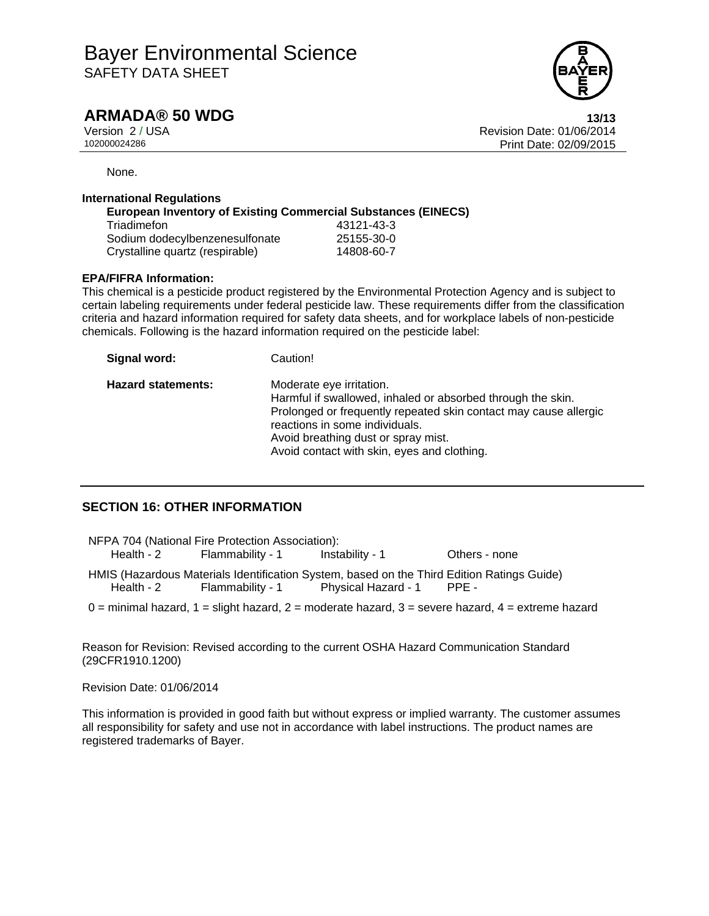None.

**International Regulations**

**European Inventory of Existing Commercial Substances (EINECS)**

| | |
|---|---|
| Triadimefon | 43121-43-3 |
| Sodium dodecylbenzenesulfonate | 25155-30-0 |
| Crystalline quartz (respirable) | 14808-60-7 |

**EPA/FIFRA Information:**

This chemical is a pesticide product registered by the Environmental Protection Agency and is subject to certain labeling requirements under federal pesticide law. These requirements differ from the classification criteria and hazard information required for safety data sheets, and for workplace labels of non-pesticide chemicals. Following is the hazard information required on the pesticide label:

| | |
|---|---|
| **Signal word:** | Caution! |
| **Hazard statements:** | Moderate eye irritation.<br>Harmful if swallowed, inhaled or absorbed through the skin.<br>Prolonged or frequently repeated skin contact may cause allergic reactions in some individuals.<br>Avoid breathing dust or spray mist.<br>Avoid contact with skin, eyes and clothing. |

## SECTION 16: OTHER INFORMATION

NFPA 704 (National Fire Protection Association):

| | | | |
|---|---|---|---|
| Health - 2 | Flammability - 1 | Instability - 1 | Others - none |

HMIS (Hazardous Materials Identification System, based on the Third Edition Ratings Guide)

| | | | |
|---|---|---|---|
| Health - 2 | Flammability - 1 | Physical Hazard - 1 | PPE - |

0 = minimal hazard, 1 = slight hazard, 2 = moderate hazard, 3 = severe hazard, 4 = extreme hazard

Reason for Revision: Revised according to the current OSHA Hazard Communication Standard (29CFR1910.1200)

Revision Date: 01/06/2014

This information is provided in good faith but without express or implied warranty. The customer assumes all responsibility for safety and use not in accordance with label instructions. The product names are registered trademarks of Bayer.